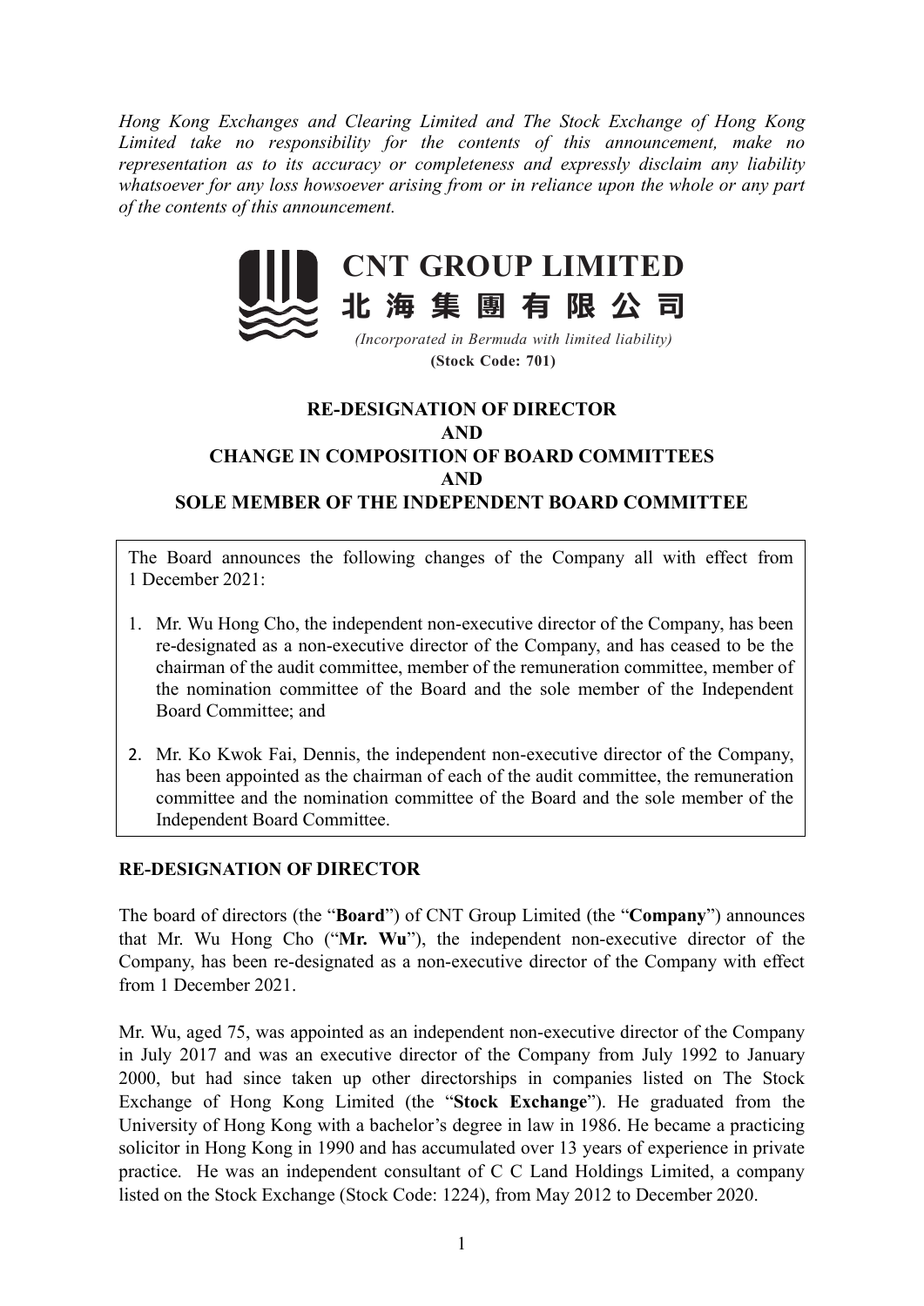*Hong Kong Exchanges and Clearing Limited and The Stock Exchange of Hong Kong Limited take no responsibility for the contents of this announcement, make no representation as to its accuracy or completeness and expressly disclaim any liability whatsoever for any loss howsoever arising from or in reliance upon the whole or any part of the contents of this announcement.*

# CNT GROUP LIMITED
# 北海集團有限公司

*(Incorporated in Bermuda with limited liability)*

**(Stock Code: 701)**

## RE-DESIGNATION OF DIRECTOR
## AND
## CHANGE IN COMPOSITION OF BOARD COMMITTEES
## AND
## SOLE MEMBER OF THE INDEPENDENT BOARD COMMITTEE

The Board announces the following changes of the Company all with effect from 1 December 2021:

1. Mr. Wu Hong Cho, the independent non-executive director of the Company, has been re-designated as a non-executive director of the Company, and has ceased to be the chairman of the audit committee, member of the remuneration committee, member of the nomination committee of the Board and the sole member of the Independent Board Committee; and

2. Mr. Ko Kwok Fai, Dennis, the independent non-executive director of the Company, has been appointed as the chairman of each of the audit committee, the remuneration committee and the nomination committee of the Board and the sole member of the Independent Board Committee.

### RE-DESIGNATION OF DIRECTOR

The board of directors (the "**Board**") of CNT Group Limited (the "**Company**") announces that Mr. Wu Hong Cho ("**Mr. Wu**"), the independent non-executive director of the Company, has been re-designated as a non-executive director of the Company with effect from 1 December 2021.

Mr. Wu, aged 75, was appointed as an independent non-executive director of the Company in July 2017 and was an executive director of the Company from July 1992 to January 2000, but had since taken up other directorships in companies listed on The Stock Exchange of Hong Kong Limited (the "**Stock Exchange**"). He graduated from the University of Hong Kong with a bachelor's degree in law in 1986. He became a practicing solicitor in Hong Kong in 1990 and has accumulated over 13 years of experience in private practice. He was an independent consultant of C C Land Holdings Limited, a company listed on the Stock Exchange (Stock Code: 1224), from May 2012 to December 2020.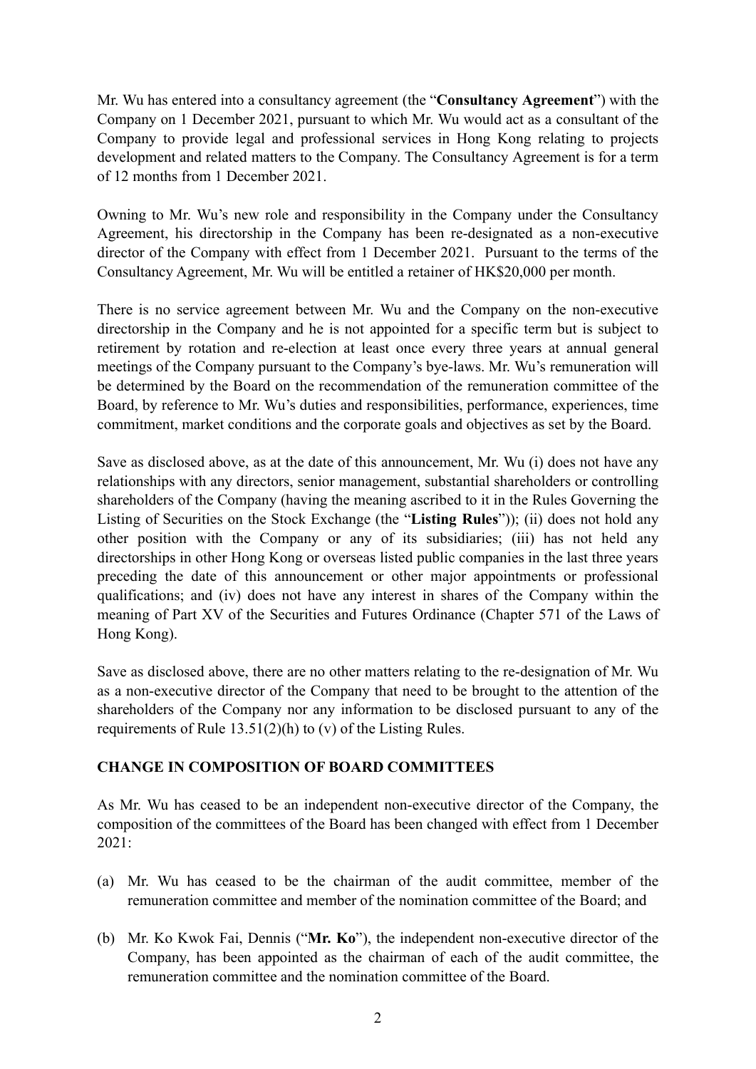Mr. Wu has entered into a consultancy agreement (the "**Consultancy Agreement**") with the Company on 1 December 2021, pursuant to which Mr. Wu would act as a consultant of the Company to provide legal and professional services in Hong Kong relating to projects development and related matters to the Company. The Consultancy Agreement is for a term of 12 months from 1 December 2021.

Owning to Mr. Wu's new role and responsibility in the Company under the Consultancy Agreement, his directorship in the Company has been re-designated as a non-executive director of the Company with effect from 1 December 2021. Pursuant to the terms of the Consultancy Agreement, Mr. Wu will be entitled a retainer of HK$20,000 per month.

There is no service agreement between Mr. Wu and the Company on the non-executive directorship in the Company and he is not appointed for a specific term but is subject to retirement by rotation and re-election at least once every three years at annual general meetings of the Company pursuant to the Company's bye-laws. Mr. Wu's remuneration will be determined by the Board on the recommendation of the remuneration committee of the Board, by reference to Mr. Wu's duties and responsibilities, performance, experiences, time commitment, market conditions and the corporate goals and objectives as set by the Board.

Save as disclosed above, as at the date of this announcement, Mr. Wu (i) does not have any relationships with any directors, senior management, substantial shareholders or controlling shareholders of the Company (having the meaning ascribed to it in the Rules Governing the Listing of Securities on the Stock Exchange (the "**Listing Rules**")); (ii) does not hold any other position with the Company or any of its subsidiaries; (iii) has not held any directorships in other Hong Kong or overseas listed public companies in the last three years preceding the date of this announcement or other major appointments or professional qualifications; and (iv) does not have any interest in shares of the Company within the meaning of Part XV of the Securities and Futures Ordinance (Chapter 571 of the Laws of Hong Kong).

Save as disclosed above, there are no other matters relating to the re-designation of Mr. Wu as a non-executive director of the Company that need to be brought to the attention of the shareholders of the Company nor any information to be disclosed pursuant to any of the requirements of Rule 13.51(2)(h) to (v) of the Listing Rules.

## CHANGE IN COMPOSITION OF BOARD COMMITTEES

As Mr. Wu has ceased to be an independent non-executive director of the Company, the composition of the committees of the Board has been changed with effect from 1 December 2021:

(a) Mr. Wu has ceased to be the chairman of the audit committee, member of the remuneration committee and member of the nomination committee of the Board; and

(b) Mr. Ko Kwok Fai, Dennis ("**Mr. Ko**"), the independent non-executive director of the Company, has been appointed as the chairman of each of the audit committee, the remuneration committee and the nomination committee of the Board.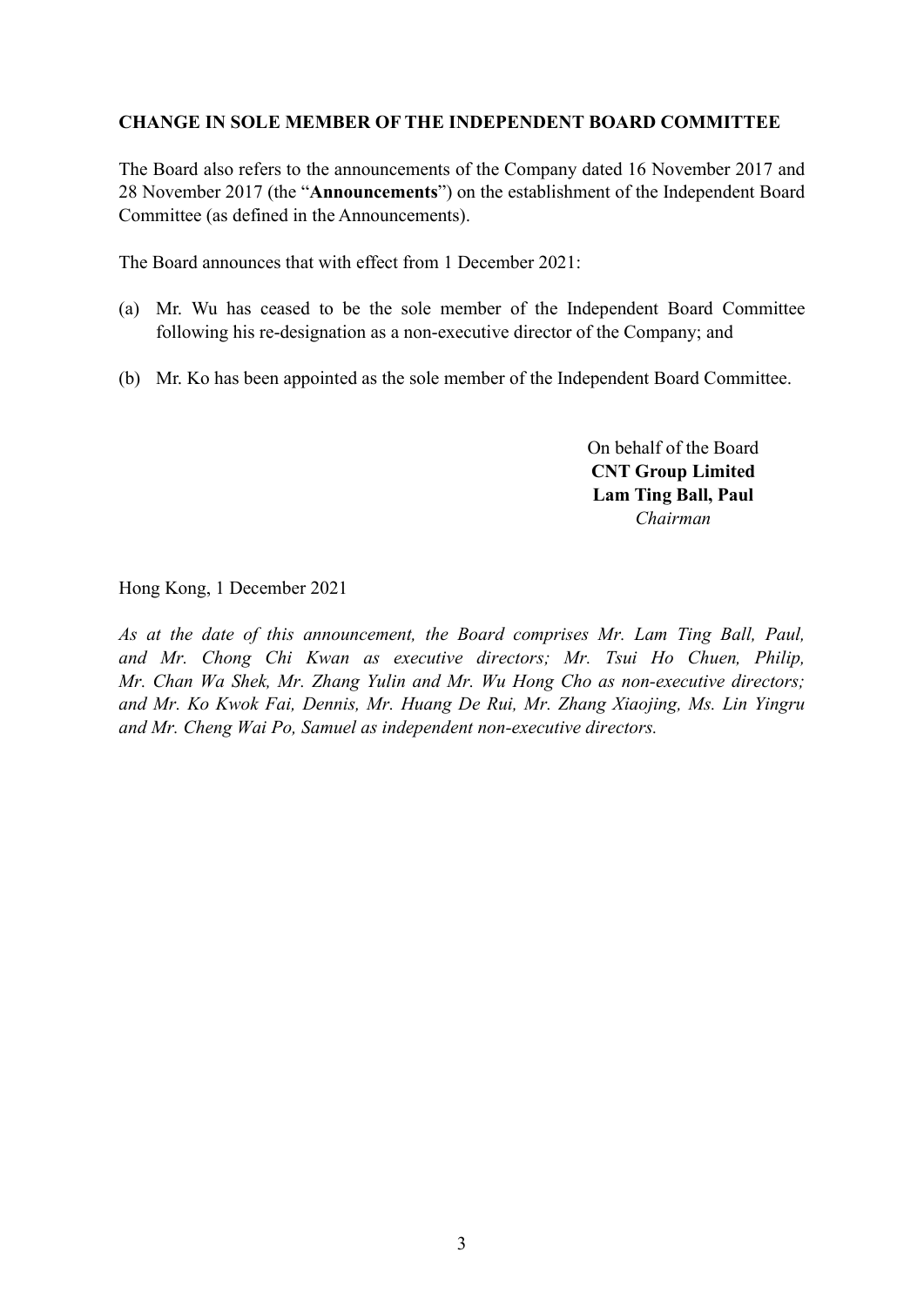**CHANGE IN SOLE MEMBER OF THE INDEPENDENT BOARD COMMITTEE**

The Board also refers to the announcements of the Company dated 16 November 2017 and 28 November 2017 (the "**Announcements**") on the establishment of the Independent Board Committee (as defined in the Announcements).

The Board announces that with effect from 1 December 2021:

(a) Mr. Wu has ceased to be the sole member of the Independent Board Committee following his re-designation as a non-executive director of the Company; and

(b) Mr. Ko has been appointed as the sole member of the Independent Board Committee.

On behalf of the Board
**CNT Group Limited**
**Lam Ting Ball, Paul**
*Chairman*

Hong Kong, 1 December 2021

*As at the date of this announcement, the Board comprises Mr. Lam Ting Ball, Paul, and Mr. Chong Chi Kwan as executive directors; Mr. Tsui Ho Chuen, Philip, Mr. Chan Wa Shek, Mr. Zhang Yulin and Mr. Wu Hong Cho as non-executive directors; and Mr. Ko Kwok Fai, Dennis, Mr. Huang De Rui, Mr. Zhang Xiaojing, Ms. Lin Yingru and Mr. Cheng Wai Po, Samuel as independent non-executive directors.*